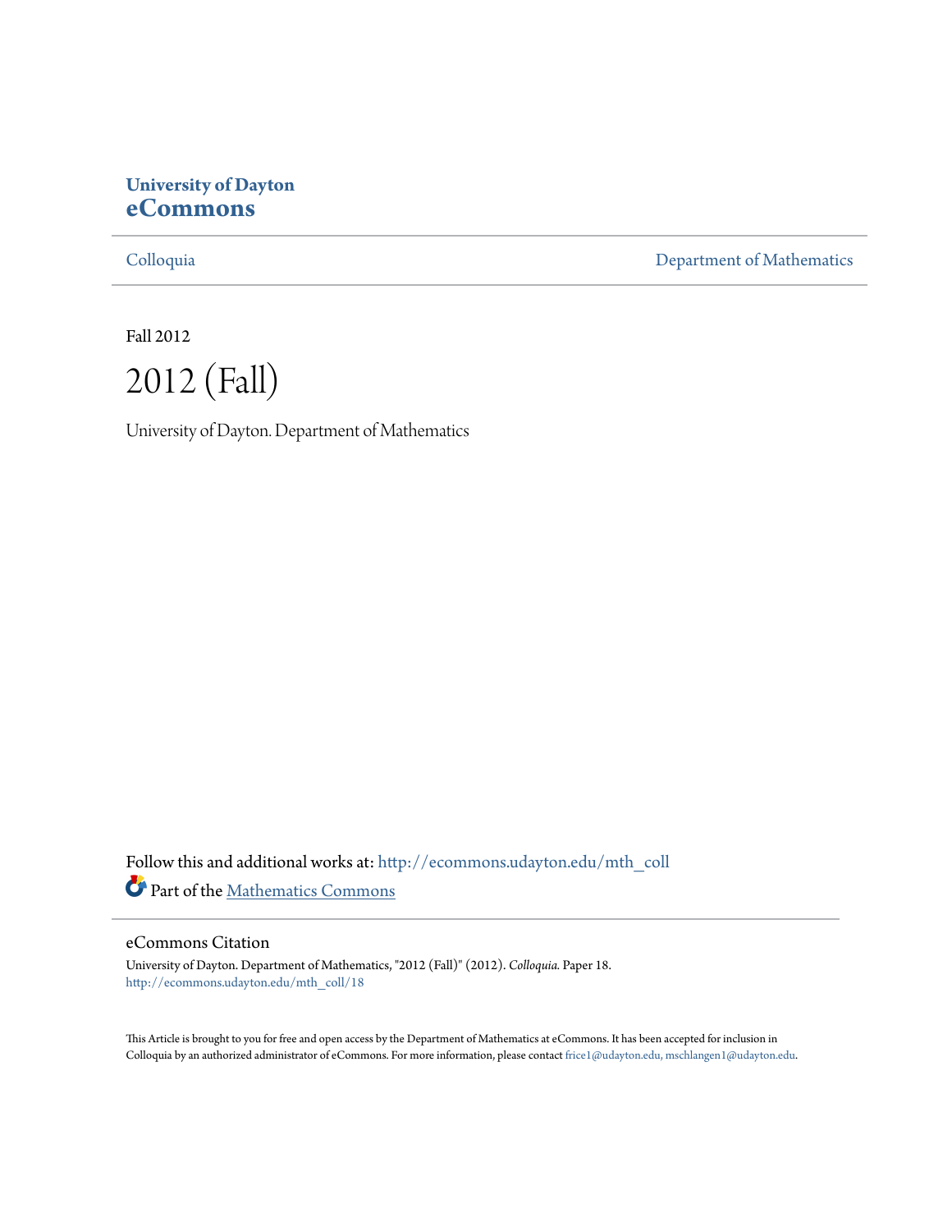**University of Dayton**
**eCommons**

Colloquia | Department of Mathematics

Fall 2012

# 2012 (Fall)

University of Dayton. Department of Mathematics

Follow this and additional works at: http://ecommons.udayton.edu/mth_coll

Part of the Mathematics Commons

## eCommons Citation

University of Dayton. Department of Mathematics, "2012 (Fall)" (2012). *Colloquia.* Paper 18.
http://ecommons.udayton.edu/mth_coll/18

This Article is brought to you for free and open access by the Department of Mathematics at eCommons. It has been accepted for inclusion in Colloquia by an authorized administrator of eCommons. For more information, please contact frice1@udayton.edu, mschlangen1@udayton.edu.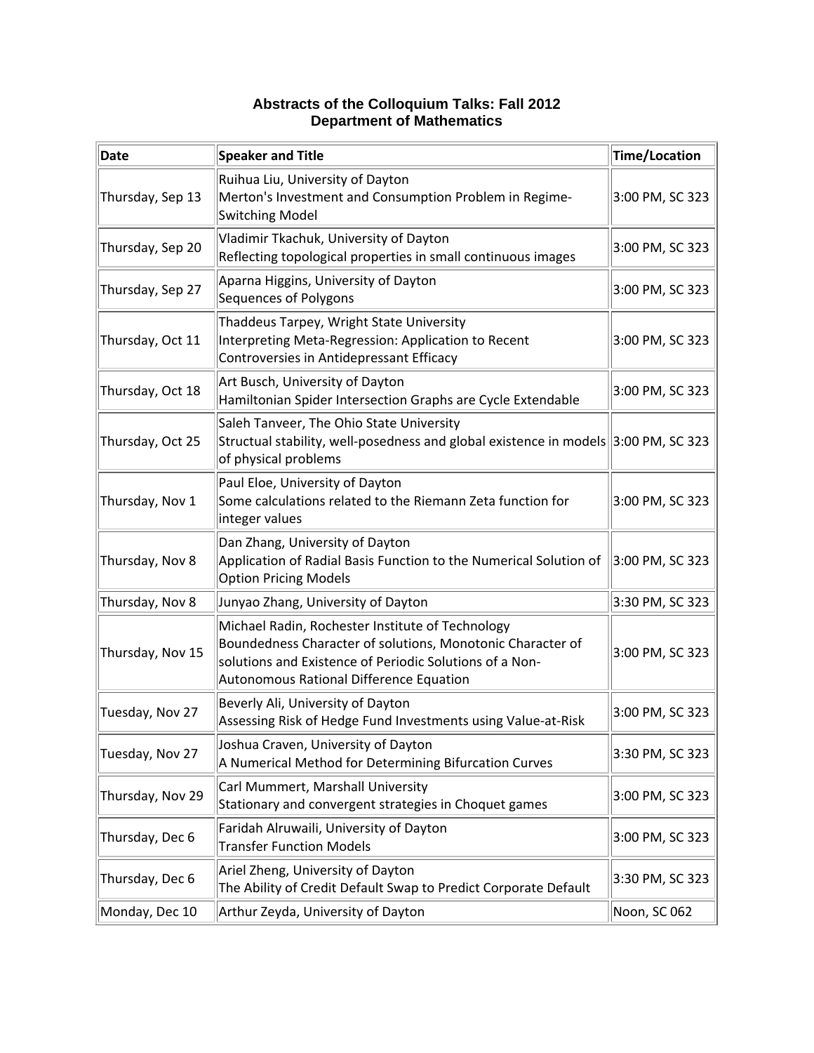# Abstracts of the Colloquium Talks: Fall 2012
## Department of Mathematics

| Date | Speaker and Title | Time/Location |
|---|---|---|
| Thursday, Sep 13 | Ruihua Liu, University of Dayton<br>Merton's Investment and Consumption Problem in Regime-Switching Model | 3:00 PM, SC 323 |
| Thursday, Sep 20 | Vladimir Tkachuk, University of Dayton<br>Reflecting topological properties in small continuous images | 3:00 PM, SC 323 |
| Thursday, Sep 27 | Aparna Higgins, University of Dayton<br>Sequences of Polygons | 3:00 PM, SC 323 |
| Thursday, Oct 11 | Thaddeus Tarpey, Wright State University<br>Interpreting Meta-Regression: Application to Recent Controversies in Antidepressant Efficacy | 3:00 PM, SC 323 |
| Thursday, Oct 18 | Art Busch, University of Dayton<br>Hamiltonian Spider Intersection Graphs are Cycle Extendable | 3:00 PM, SC 323 |
| Thursday, Oct 25 | Saleh Tanveer, The Ohio State University<br>Structual stability, well-posedness and global existence in models of physical problems | 3:00 PM, SC 323 |
| Thursday, Nov 1 | Paul Eloe, University of Dayton<br>Some calculations related to the Riemann Zeta function for integer values | 3:00 PM, SC 323 |
| Thursday, Nov 8 | Dan Zhang, University of Dayton<br>Application of Radial Basis Function to the Numerical Solution of Option Pricing Models | 3:00 PM, SC 323 |
| Thursday, Nov 8 | Junyao Zhang, University of Dayton | 3:30 PM, SC 323 |
| Thursday, Nov 15 | Michael Radin, Rochester Institute of Technology<br>Boundedness Character of solutions, Monotonic Character of solutions and Existence of Periodic Solutions of a Non-Autonomous Rational Difference Equation | 3:00 PM, SC 323 |
| Tuesday, Nov 27 | Beverly Ali, University of Dayton<br>Assessing Risk of Hedge Fund Investments using Value-at-Risk | 3:00 PM, SC 323 |
| Tuesday, Nov 27 | Joshua Craven, University of Dayton<br>A Numerical Method for Determining Bifurcation Curves | 3:30 PM, SC 323 |
| Thursday, Nov 29 | Carl Mummert, Marshall University<br>Stationary and convergent strategies in Choquet games | 3:00 PM, SC 323 |
| Thursday, Dec 6 | Faridah Alruwaili, University of Dayton<br>Transfer Function Models | 3:00 PM, SC 323 |
| Thursday, Dec 6 | Ariel Zheng, University of Dayton<br>The Ability of Credit Default Swap to Predict Corporate Default | 3:30 PM, SC 323 |
| Monday, Dec 10 | Arthur Zeyda, University of Dayton | Noon, SC 062 |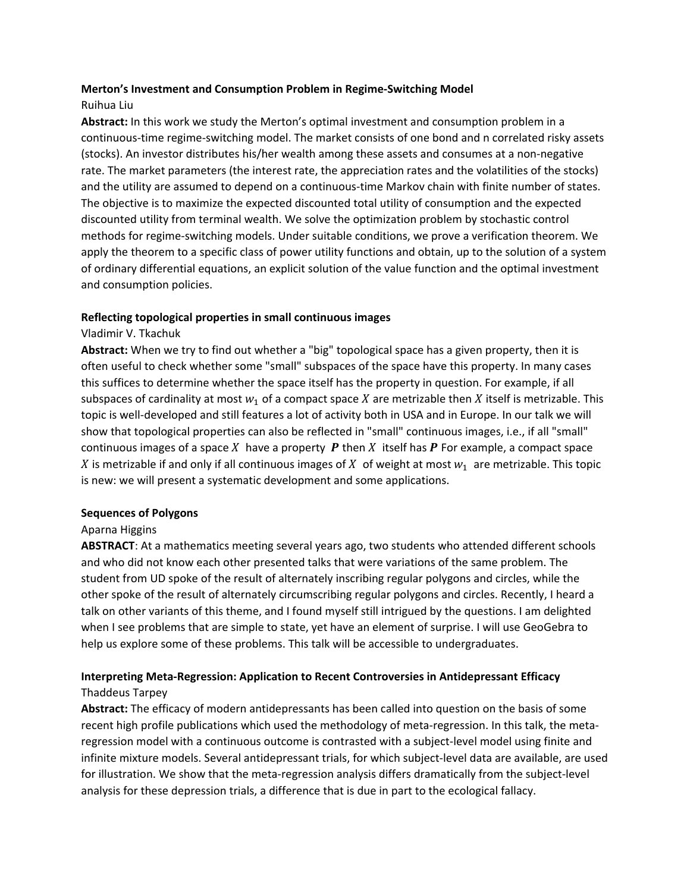**Merton's Investment and Consumption Problem in Regime-Switching Model**

Ruihua Liu

**Abstract:** In this work we study the Merton's optimal investment and consumption problem in a continuous-time regime-switching model. The market consists of one bond and n correlated risky assets (stocks). An investor distributes his/her wealth among these assets and consumes at a non-negative rate. The market parameters (the interest rate, the appreciation rates and the volatilities of the stocks) and the utility are assumed to depend on a continuous-time Markov chain with finite number of states. The objective is to maximize the expected discounted total utility of consumption and the expected discounted utility from terminal wealth. We solve the optimization problem by stochastic control methods for regime-switching models. Under suitable conditions, we prove a verification theorem. We apply the theorem to a specific class of power utility functions and obtain, up to the solution of a system of ordinary differential equations, an explicit solution of the value function and the optimal investment and consumption policies.

**Reflecting topological properties in small continuous images**

Vladimir V. Tkachuk

**Abstract:** When we try to find out whether a "big" topological space has a given property, then it is often useful to check whether some "small" subspaces of the space have this property. In many cases this suffices to determine whether the space itself has the property in question. For example, if all subspaces of cardinality at most $w_1$ of a compact space $X$ are metrizable then $X$ itself is metrizable. This topic is well-developed and still features a lot of activity both in USA and in Europe. In our talk we will show that topological properties can also be reflected in "small" continuous images, i.e., if all "small" continuous images of a space $X$ have a property $\boldsymbol{P}$ then $X$ itself has $\boldsymbol{P}$ For example, a compact space $X$ is metrizable if and only if all continuous images of $X$ of weight at most $w_1$ are metrizable. This topic is new: we will present a systematic development and some applications.

**Sequences of Polygons**

Aparna Higgins

**ABSTRACT**: At a mathematics meeting several years ago, two students who attended different schools and who did not know each other presented talks that were variations of the same problem. The student from UD spoke of the result of alternately inscribing regular polygons and circles, while the other spoke of the result of alternately circumscribing regular polygons and circles. Recently, I heard a talk on other variants of this theme, and I found myself still intrigued by the questions. I am delighted when I see problems that are simple to state, yet have an element of surprise. I will use GeoGebra to help us explore some of these problems. This talk will be accessible to undergraduates.

**Interpreting Meta-Regression: Application to Recent Controversies in Antidepressant Efficacy**

Thaddeus Tarpey

**Abstract:** The efficacy of modern antidepressants has been called into question on the basis of some recent high profile publications which used the methodology of meta-regression. In this talk, the meta-regression model with a continuous outcome is contrasted with a subject-level model using finite and infinite mixture models. Several antidepressant trials, for which subject-level data are available, are used for illustration. We show that the meta-regression analysis differs dramatically from the subject-level analysis for these depression trials, a difference that is due in part to the ecological fallacy.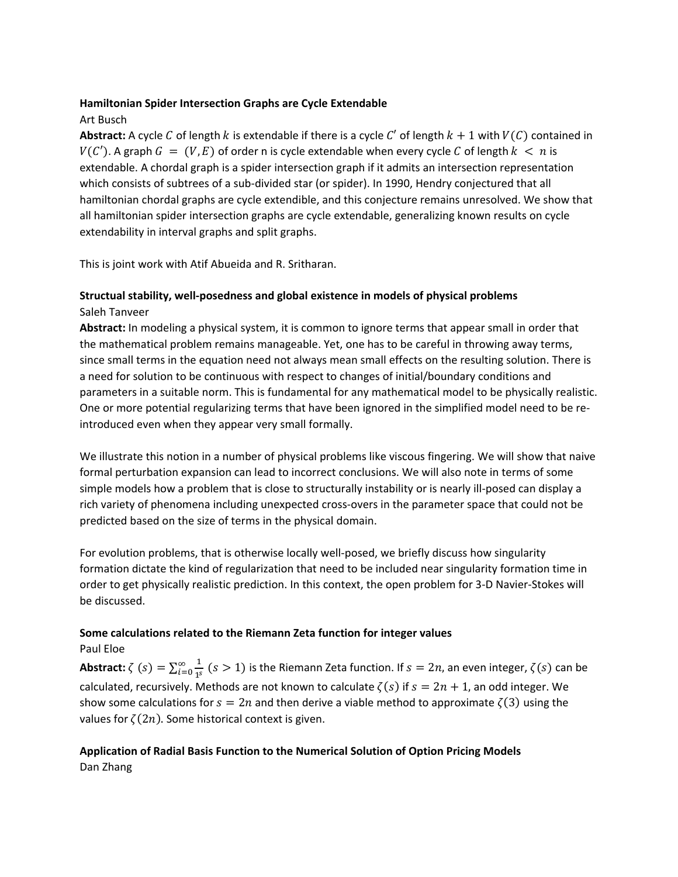**Hamiltonian Spider Intersection Graphs are Cycle Extendable**

Art Busch

**Abstract:** A cycle $C$ of length $k$ is extendable if there is a cycle $C'$ of length $k+1$ with $V(C)$ contained in $V(C')$. A graph $G = (V, E)$ of order n is cycle extendable when every cycle $C$ of length $k < n$ is extendable. A chordal graph is a spider intersection graph if it admits an intersection representation which consists of subtrees of a sub-divided star (or spider). In 1990, Hendry conjectured that all hamiltonian chordal graphs are cycle extendible, and this conjecture remains unresolved. We show that all hamiltonian spider intersection graphs are cycle extendable, generalizing known results on cycle extendability in interval graphs and split graphs.

This is joint work with Atif Abueida and R. Sritharan.

**Structual stability, well-posedness and global existence in models of physical problems**

Saleh Tanveer

**Abstract:** In modeling a physical system, it is common to ignore terms that appear small in order that the mathematical problem remains manageable. Yet, one has to be careful in throwing away terms, since small terms in the equation need not always mean small effects on the resulting solution. There is a need for solution to be continuous with respect to changes of initial/boundary conditions and parameters in a suitable norm. This is fundamental for any mathematical model to be physically realistic. One or more potential regularizing terms that have been ignored in the simplified model need to be re-introduced even when they appear very small formally.

We illustrate this notion in a number of physical problems like viscous fingering. We will show that naive formal perturbation expansion can lead to incorrect conclusions. We will also note in terms of some simple models how a problem that is close to structurally instability or is nearly ill-posed can display a rich variety of phenomena including unexpected cross-overs in the parameter space that could not be predicted based on the size of terms in the physical domain.

For evolution problems, that is otherwise locally well-posed, we briefly discuss how singularity formation dictate the kind of regularization that need to be included near singularity formation time in order to get physically realistic prediction. In this context, the open problem for 3-D Navier-Stokes will be discussed.

**Some calculations related to the Riemann Zeta function for integer values**

Paul Eloe

**Abstract:** $\zeta(s) = \sum_{i=0}^{\infty} \frac{1}{1^s}$ $(s > 1)$ is the Riemann Zeta function. If $s = 2n$, an even integer, $\zeta(s)$ can be calculated, recursively. Methods are not known to calculate $\zeta(s)$ if $s = 2n + 1$, an odd integer. We show some calculations for $s = 2n$ and then derive a viable method to approximate $\zeta(3)$ using the values for $\zeta(2n)$. Some historical context is given.

**Application of Radial Basis Function to the Numerical Solution of Option Pricing Models**

Dan Zhang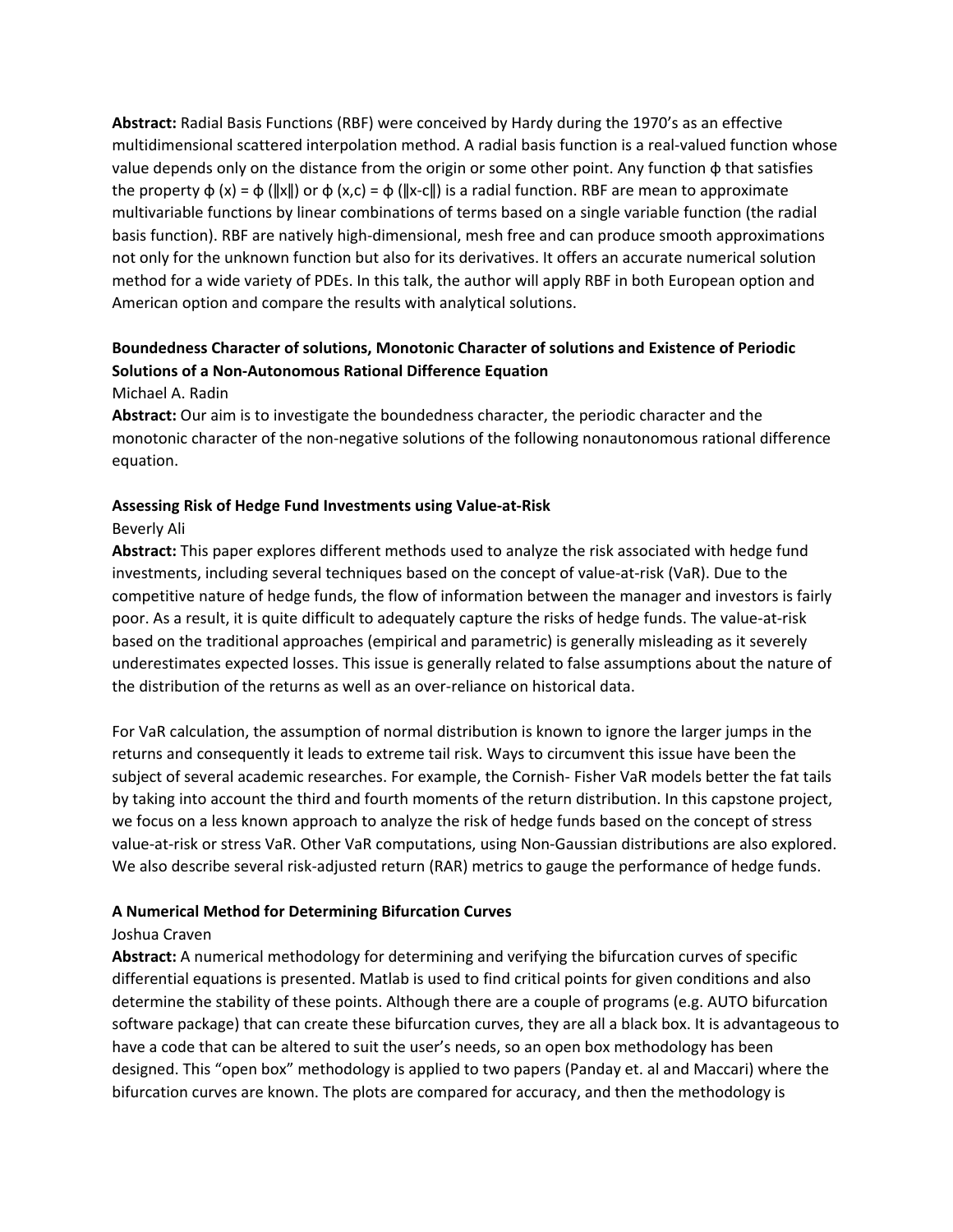**Abstract:** Radial Basis Functions (RBF) were conceived by Hardy during the 1970's as an effective multidimensional scattered interpolation method. A radial basis function is a real-valued function whose value depends only on the distance from the origin or some other point. Any function $\phi$ that satisfies the property $\phi(x) = \phi(\|x\|)$ or $\phi(x,c) = \phi(\|x-c\|)$ is a radial function. RBF are mean to approximate multivariable functions by linear combinations of terms based on a single variable function (the radial basis function). RBF are natively high-dimensional, mesh free and can produce smooth approximations not only for the unknown function but also for its derivatives. It offers an accurate numerical solution method for a wide variety of PDEs. In this talk, the author will apply RBF in both European option and American option and compare the results with analytical solutions.

**Boundedness Character of solutions, Monotonic Character of solutions and Existence of Periodic Solutions of a Non-Autonomous Rational Difference Equation**

Michael A. Radin

**Abstract:** Our aim is to investigate the boundedness character, the periodic character and the monotonic character of the non-negative solutions of the following nonautonomous rational difference equation.

**Assessing Risk of Hedge Fund Investments using Value-at-Risk**

Beverly Ali

**Abstract:** This paper explores different methods used to analyze the risk associated with hedge fund investments, including several techniques based on the concept of value-at-risk (VaR). Due to the competitive nature of hedge funds, the flow of information between the manager and investors is fairly poor. As a result, it is quite difficult to adequately capture the risks of hedge funds. The value-at-risk based on the traditional approaches (empirical and parametric) is generally misleading as it severely underestimates expected losses. This issue is generally related to false assumptions about the nature of the distribution of the returns as well as an over-reliance on historical data.

For VaR calculation, the assumption of normal distribution is known to ignore the larger jumps in the returns and consequently it leads to extreme tail risk. Ways to circumvent this issue have been the subject of several academic researches. For example, the Cornish- Fisher VaR models better the fat tails by taking into account the third and fourth moments of the return distribution. In this capstone project, we focus on a less known approach to analyze the risk of hedge funds based on the concept of stress value-at-risk or stress VaR. Other VaR computations, using Non-Gaussian distributions are also explored. We also describe several risk-adjusted return (RAR) metrics to gauge the performance of hedge funds.

**A Numerical Method for Determining Bifurcation Curves**

Joshua Craven

**Abstract:** A numerical methodology for determining and verifying the bifurcation curves of specific differential equations is presented. Matlab is used to find critical points for given conditions and also determine the stability of these points. Although there are a couple of programs (e.g. AUTO bifurcation software package) that can create these bifurcation curves, they are all a black box. It is advantageous to have a code that can be altered to suit the user's needs, so an open box methodology has been designed. This "open box" methodology is applied to two papers (Panday et. al and Maccari) where the bifurcation curves are known. The plots are compared for accuracy, and then the methodology is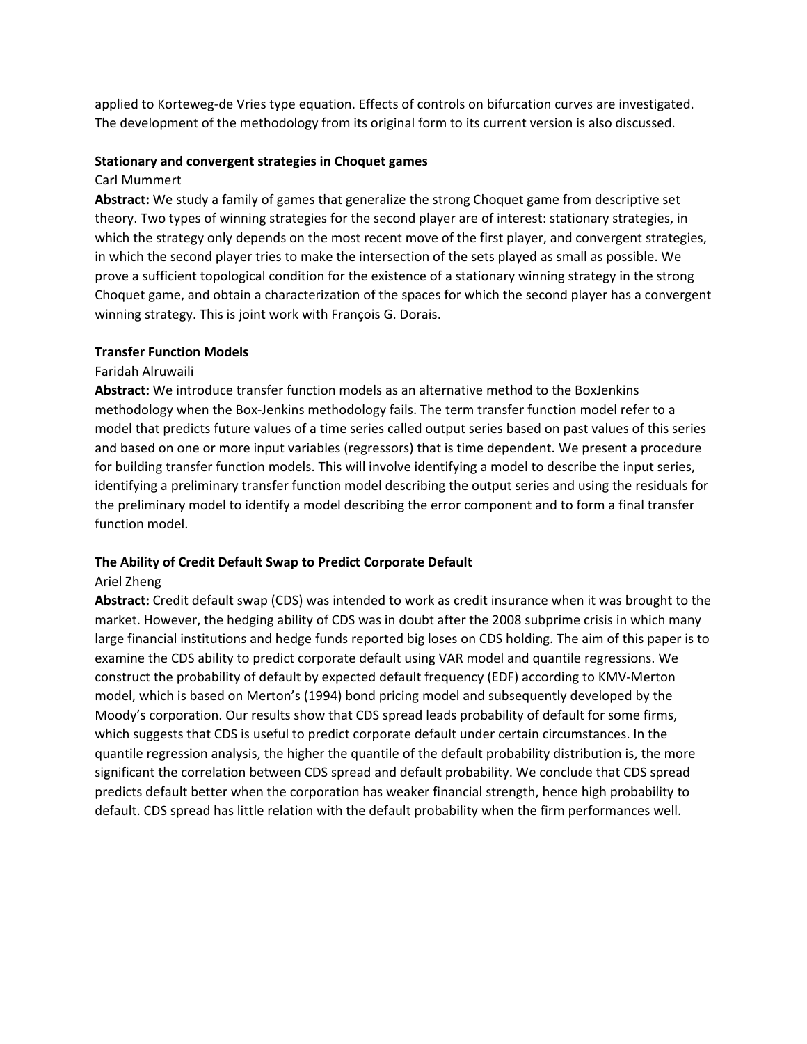applied to Korteweg-de Vries type equation. Effects of controls on bifurcation curves are investigated. The development of the methodology from its original form to its current version is also discussed.

**Stationary and convergent strategies in Choquet games**

Carl Mummert

**Abstract:** We study a family of games that generalize the strong Choquet game from descriptive set theory. Two types of winning strategies for the second player are of interest: stationary strategies, in which the strategy only depends on the most recent move of the first player, and convergent strategies, in which the second player tries to make the intersection of the sets played as small as possible. We prove a sufficient topological condition for the existence of a stationary winning strategy in the strong Choquet game, and obtain a characterization of the spaces for which the second player has a convergent winning strategy. This is joint work with François G. Dorais.

**Transfer Function Models**

Faridah Alruwaili

**Abstract:** We introduce transfer function models as an alternative method to the BoxJenkins methodology when the Box-Jenkins methodology fails. The term transfer function model refer to a model that predicts future values of a time series called output series based on past values of this series and based on one or more input variables (regressors) that is time dependent. We present a procedure for building transfer function models. This will involve identifying a model to describe the input series, identifying a preliminary transfer function model describing the output series and using the residuals for the preliminary model to identify a model describing the error component and to form a final transfer function model.

**The Ability of Credit Default Swap to Predict Corporate Default**

Ariel Zheng

**Abstract:** Credit default swap (CDS) was intended to work as credit insurance when it was brought to the market. However, the hedging ability of CDS was in doubt after the 2008 subprime crisis in which many large financial institutions and hedge funds reported big loses on CDS holding. The aim of this paper is to examine the CDS ability to predict corporate default using VAR model and quantile regressions. We construct the probability of default by expected default frequency (EDF) according to KMV-Merton model, which is based on Merton's (1994) bond pricing model and subsequently developed by the Moody's corporation. Our results show that CDS spread leads probability of default for some firms, which suggests that CDS is useful to predict corporate default under certain circumstances. In the quantile regression analysis, the higher the quantile of the default probability distribution is, the more significant the correlation between CDS spread and default probability. We conclude that CDS spread predicts default better when the corporation has weaker financial strength, hence high probability to default. CDS spread has little relation with the default probability when the firm performances well.